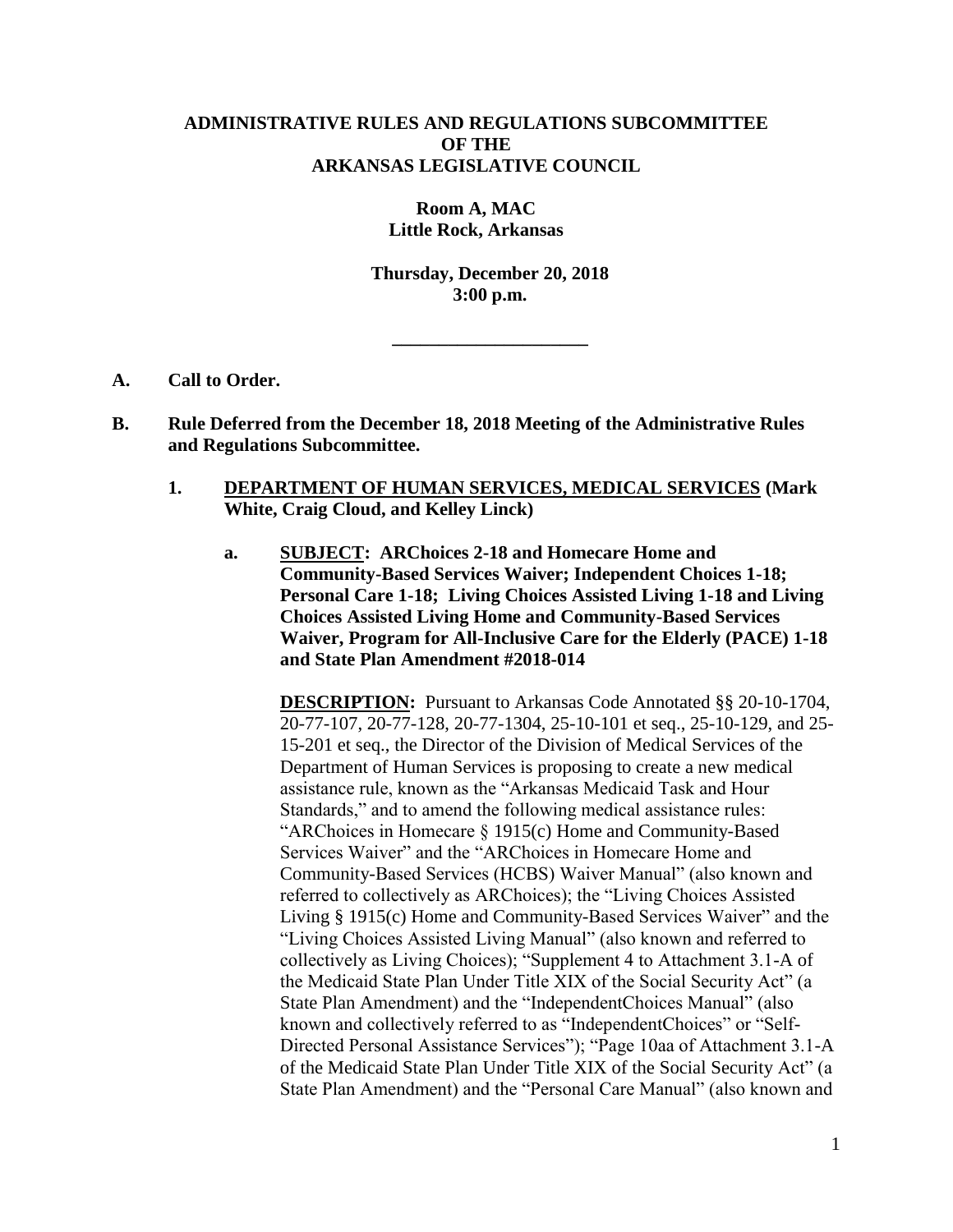**ADMINISTRATIVE RULES AND REGULATIONS SUBCOMMITTEE**
**OF THE**
**ARKANSAS LEGISLATIVE COUNCIL**

**Room A, MAC**
**Little Rock, Arkansas**

**Thursday, December 20, 2018**
**3:00 p.m.**

---

**A. Call to Order.**

**B. Rule Deferred from the December 18, 2018 Meeting of the Administrative Rules and Regulations Subcommittee.**

**1. DEPARTMENT OF HUMAN SERVICES, MEDICAL SERVICES (Mark White, Craig Cloud, and Kelley Linck)**

**a. SUBJECT: ARChoices 2-18 and Homecare Home and Community-Based Services Waiver; Independent Choices 1-18; Personal Care 1-18; Living Choices Assisted Living 1-18 and Living Choices Assisted Living Home and Community-Based Services Waiver, Program for All-Inclusive Care for the Elderly (PACE) 1-18 and State Plan Amendment #2018-014**

**DESCRIPTION:** Pursuant to Arkansas Code Annotated §§ 20-10-1704, 20-77-107, 20-77-128, 20-77-1304, 25-10-101 et seq., 25-10-129, and 25-15-201 et seq., the Director of the Division of Medical Services of the Department of Human Services is proposing to create a new medical assistance rule, known as the "Arkansas Medicaid Task and Hour Standards," and to amend the following medical assistance rules: "ARChoices in Homecare § 1915(c) Home and Community-Based Services Waiver" and the "ARChoices in Homecare Home and Community-Based Services (HCBS) Waiver Manual" (also known and referred to collectively as ARChoices); the "Living Choices Assisted Living § 1915(c) Home and Community-Based Services Waiver" and the "Living Choices Assisted Living Manual" (also known and referred to collectively as Living Choices); "Supplement 4 to Attachment 3.1-A of the Medicaid State Plan Under Title XIX of the Social Security Act" (a State Plan Amendment) and the "IndependentChoices Manual" (also known and collectively referred to as "IndependentChoices" or "Self-Directed Personal Assistance Services"); "Page 10aa of Attachment 3.1-A of the Medicaid State Plan Under Title XIX of the Social Security Act" (a State Plan Amendment) and the "Personal Care Manual" (also known and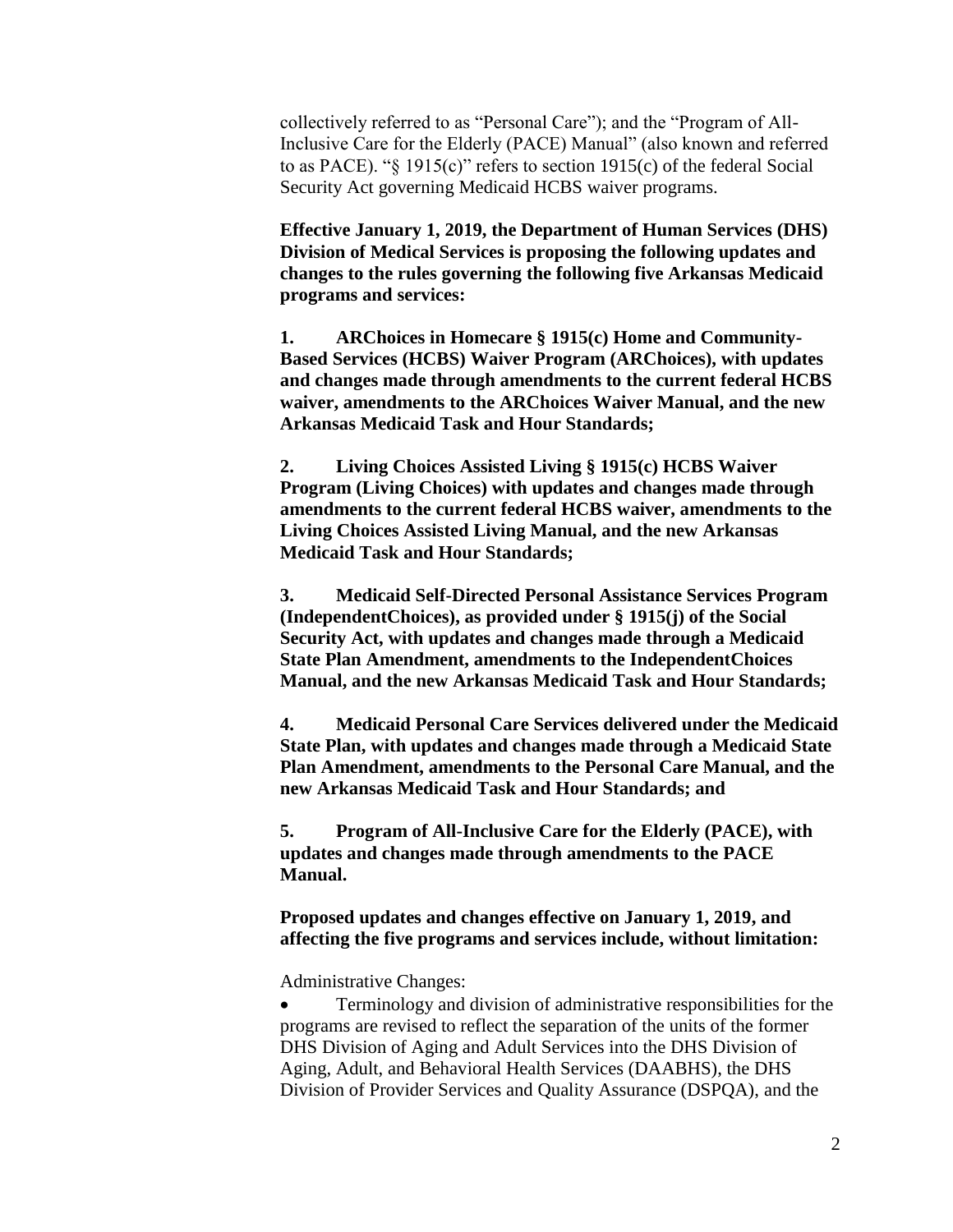collectively referred to as "Personal Care"); and the "Program of All-Inclusive Care for the Elderly (PACE) Manual" (also known and referred to as PACE). "§ 1915(c)" refers to section 1915(c) of the federal Social Security Act governing Medicaid HCBS waiver programs.

**Effective January 1, 2019, the Department of Human Services (DHS) Division of Medical Services is proposing the following updates and changes to the rules governing the following five Arkansas Medicaid programs and services:**

**1. ARChoices in Homecare § 1915(c) Home and Community-Based Services (HCBS) Waiver Program (ARChoices), with updates and changes made through amendments to the current federal HCBS waiver, amendments to the ARChoices Waiver Manual, and the new Arkansas Medicaid Task and Hour Standards;**

**2. Living Choices Assisted Living § 1915(c) HCBS Waiver Program (Living Choices) with updates and changes made through amendments to the current federal HCBS waiver, amendments to the Living Choices Assisted Living Manual, and the new Arkansas Medicaid Task and Hour Standards;**

**3. Medicaid Self-Directed Personal Assistance Services Program (IndependentChoices), as provided under § 1915(j) of the Social Security Act, with updates and changes made through a Medicaid State Plan Amendment, amendments to the IndependentChoices Manual, and the new Arkansas Medicaid Task and Hour Standards;**

**4. Medicaid Personal Care Services delivered under the Medicaid State Plan, with updates and changes made through a Medicaid State Plan Amendment, amendments to the Personal Care Manual, and the new Arkansas Medicaid Task and Hour Standards; and**

**5. Program of All-Inclusive Care for the Elderly (PACE), with updates and changes made through amendments to the PACE Manual.**

**Proposed updates and changes effective on January 1, 2019, and affecting the five programs and services include, without limitation:**

Administrative Changes:

- Terminology and division of administrative responsibilities for the programs are revised to reflect the separation of the units of the former DHS Division of Aging and Adult Services into the DHS Division of Aging, Adult, and Behavioral Health Services (DAABHS), the DHS Division of Provider Services and Quality Assurance (DSPQA), and the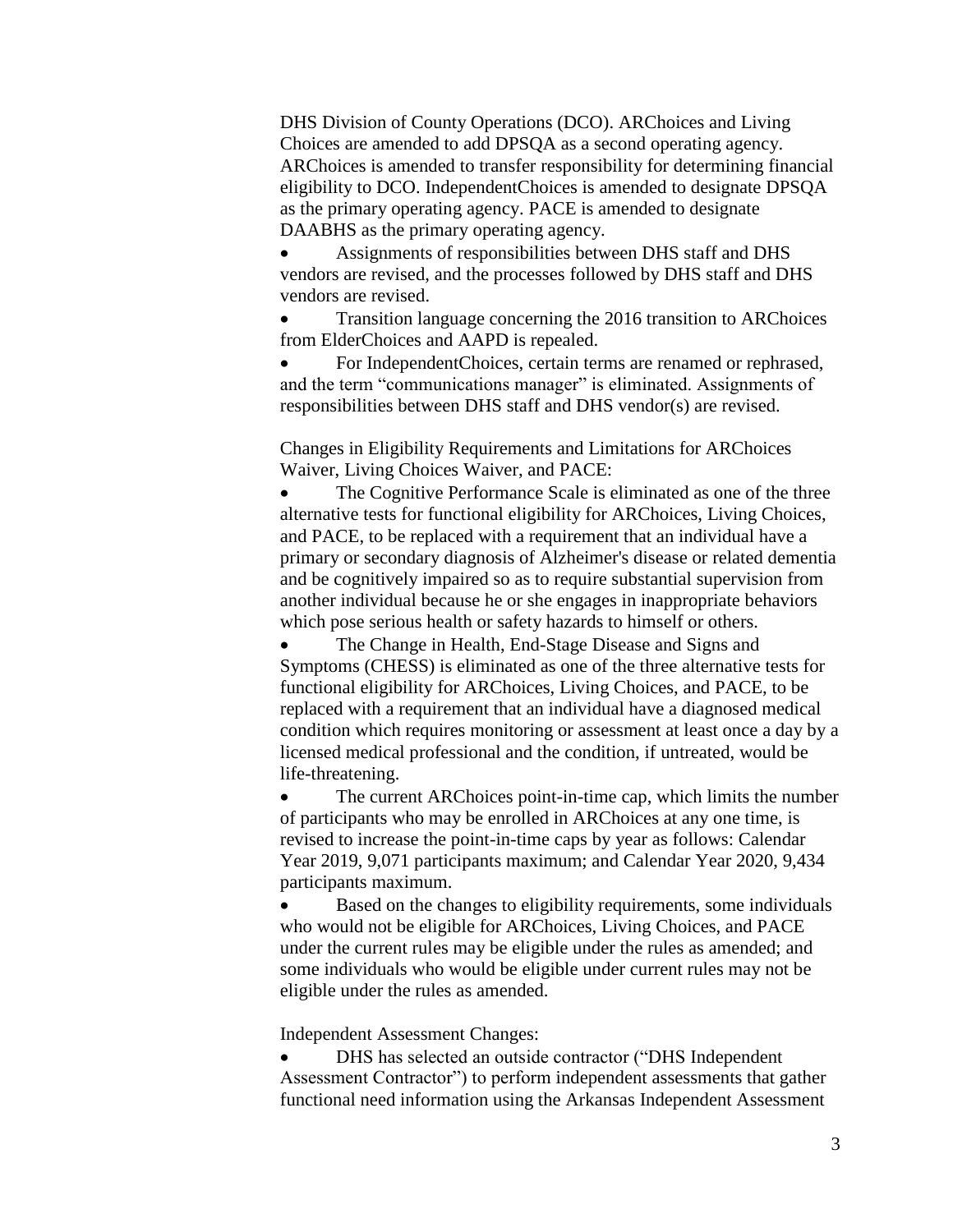DHS Division of County Operations (DCO). ARChoices and Living Choices are amended to add DPSQA as a second operating agency. ARChoices is amended to transfer responsibility for determining financial eligibility to DCO. IndependentChoices is amended to designate DPSQA as the primary operating agency. PACE is amended to designate DAABHS as the primary operating agency.

- Assignments of responsibilities between DHS staff and DHS vendors are revised, and the processes followed by DHS staff and DHS vendors are revised.
- Transition language concerning the 2016 transition to ARChoices from ElderChoices and AAPD is repealed.
- For IndependentChoices, certain terms are renamed or rephrased, and the term "communications manager" is eliminated. Assignments of responsibilities between DHS staff and DHS vendor(s) are revised.

Changes in Eligibility Requirements and Limitations for ARChoices Waiver, Living Choices Waiver, and PACE:

- The Cognitive Performance Scale is eliminated as one of the three alternative tests for functional eligibility for ARChoices, Living Choices, and PACE, to be replaced with a requirement that an individual have a primary or secondary diagnosis of Alzheimer's disease or related dementia and be cognitively impaired so as to require substantial supervision from another individual because he or she engages in inappropriate behaviors which pose serious health or safety hazards to himself or others.
- The Change in Health, End-Stage Disease and Signs and Symptoms (CHESS) is eliminated as one of the three alternative tests for functional eligibility for ARChoices, Living Choices, and PACE, to be replaced with a requirement that an individual have a diagnosed medical condition which requires monitoring or assessment at least once a day by a licensed medical professional and the condition, if untreated, would be life-threatening.
- The current ARChoices point-in-time cap, which limits the number of participants who may be enrolled in ARChoices at any one time, is revised to increase the point-in-time caps by year as follows: Calendar Year 2019, 9,071 participants maximum; and Calendar Year 2020, 9,434 participants maximum.
- Based on the changes to eligibility requirements, some individuals who would not be eligible for ARChoices, Living Choices, and PACE under the current rules may be eligible under the rules as amended; and some individuals who would be eligible under current rules may not be eligible under the rules as amended.

Independent Assessment Changes:

- DHS has selected an outside contractor ("DHS Independent Assessment Contractor") to perform independent assessments that gather functional need information using the Arkansas Independent Assessment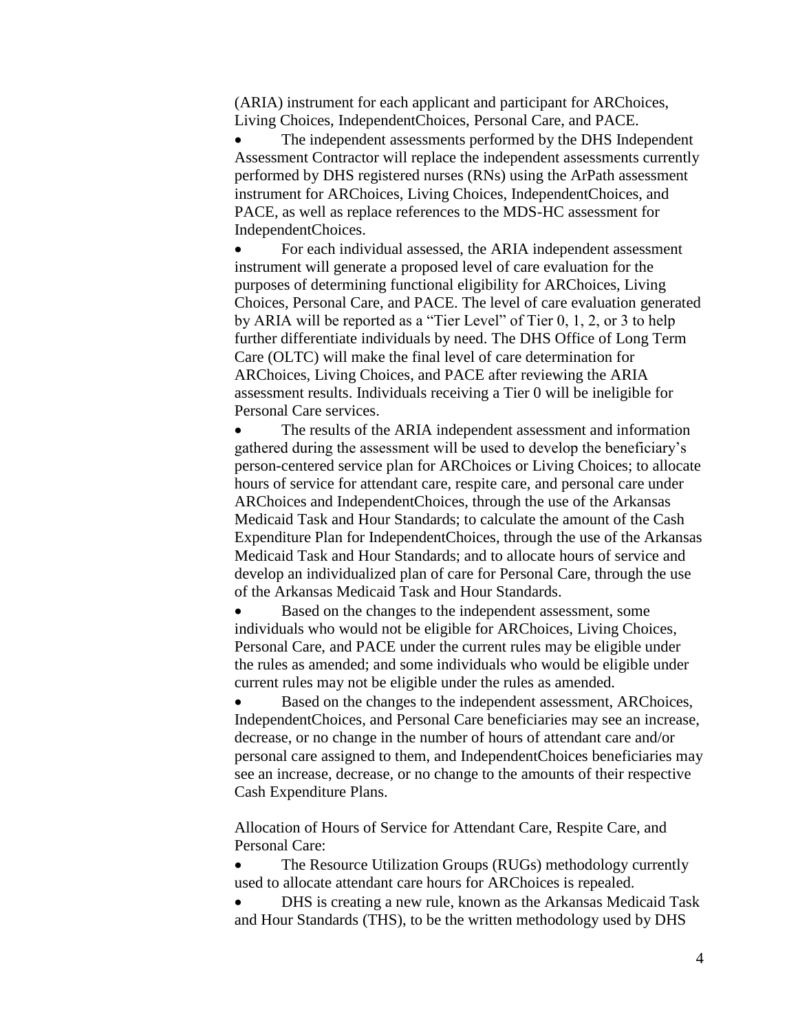(ARIA) instrument for each applicant and participant for ARChoices, Living Choices, IndependentChoices, Personal Care, and PACE.

- The independent assessments performed by the DHS Independent Assessment Contractor will replace the independent assessments currently performed by DHS registered nurses (RNs) using the ArPath assessment instrument for ARChoices, Living Choices, IndependentChoices, and PACE, as well as replace references to the MDS-HC assessment for IndependentChoices.
- For each individual assessed, the ARIA independent assessment instrument will generate a proposed level of care evaluation for the purposes of determining functional eligibility for ARChoices, Living Choices, Personal Care, and PACE. The level of care evaluation generated by ARIA will be reported as a "Tier Level" of Tier 0, 1, 2, or 3 to help further differentiate individuals by need. The DHS Office of Long Term Care (OLTC) will make the final level of care determination for ARChoices, Living Choices, and PACE after reviewing the ARIA assessment results. Individuals receiving a Tier 0 will be ineligible for Personal Care services.
- The results of the ARIA independent assessment and information gathered during the assessment will be used to develop the beneficiary's person-centered service plan for ARChoices or Living Choices; to allocate hours of service for attendant care, respite care, and personal care under ARChoices and IndependentChoices, through the use of the Arkansas Medicaid Task and Hour Standards; to calculate the amount of the Cash Expenditure Plan for IndependentChoices, through the use of the Arkansas Medicaid Task and Hour Standards; and to allocate hours of service and develop an individualized plan of care for Personal Care, through the use of the Arkansas Medicaid Task and Hour Standards.
- Based on the changes to the independent assessment, some individuals who would not be eligible for ARChoices, Living Choices, Personal Care, and PACE under the current rules may be eligible under the rules as amended; and some individuals who would be eligible under current rules may not be eligible under the rules as amended.
- Based on the changes to the independent assessment, ARChoices, IndependentChoices, and Personal Care beneficiaries may see an increase, decrease, or no change in the number of hours of attendant care and/or personal care assigned to them, and IndependentChoices beneficiaries may see an increase, decrease, or no change to the amounts of their respective Cash Expenditure Plans.

Allocation of Hours of Service for Attendant Care, Respite Care, and Personal Care:

- The Resource Utilization Groups (RUGs) methodology currently used to allocate attendant care hours for ARChoices is repealed.
- DHS is creating a new rule, known as the Arkansas Medicaid Task and Hour Standards (THS), to be the written methodology used by DHS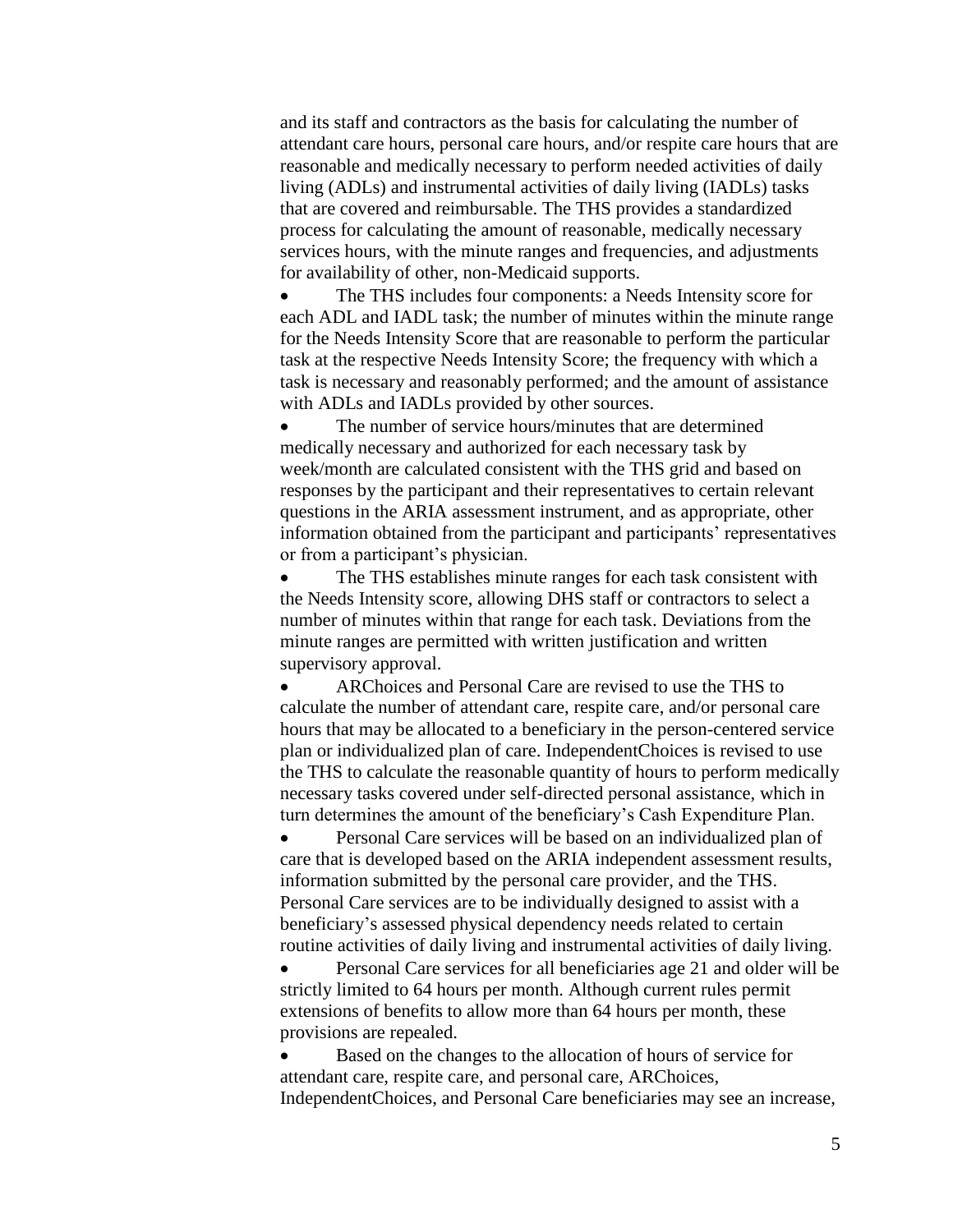and its staff and contractors as the basis for calculating the number of attendant care hours, personal care hours, and/or respite care hours that are reasonable and medically necessary to perform needed activities of daily living (ADLs) and instrumental activities of daily living (IADLs) tasks that are covered and reimbursable. The THS provides a standardized process for calculating the amount of reasonable, medically necessary services hours, with the minute ranges and frequencies, and adjustments for availability of other, non-Medicaid supports.

- The THS includes four components: a Needs Intensity score for each ADL and IADL task; the number of minutes within the minute range for the Needs Intensity Score that are reasonable to perform the particular task at the respective Needs Intensity Score; the frequency with which a task is necessary and reasonably performed; and the amount of assistance with ADLs and IADLs provided by other sources.
- The number of service hours/minutes that are determined medically necessary and authorized for each necessary task by week/month are calculated consistent with the THS grid and based on responses by the participant and their representatives to certain relevant questions in the ARIA assessment instrument, and as appropriate, other information obtained from the participant and participants' representatives or from a participant's physician.
- The THS establishes minute ranges for each task consistent with the Needs Intensity score, allowing DHS staff or contractors to select a number of minutes within that range for each task. Deviations from the minute ranges are permitted with written justification and written supervisory approval.
- ARChoices and Personal Care are revised to use the THS to calculate the number of attendant care, respite care, and/or personal care hours that may be allocated to a beneficiary in the person-centered service plan or individualized plan of care. IndependentChoices is revised to use the THS to calculate the reasonable quantity of hours to perform medically necessary tasks covered under self-directed personal assistance, which in turn determines the amount of the beneficiary's Cash Expenditure Plan.
- Personal Care services will be based on an individualized plan of care that is developed based on the ARIA independent assessment results, information submitted by the personal care provider, and the THS. Personal Care services are to be individually designed to assist with a beneficiary's assessed physical dependency needs related to certain routine activities of daily living and instrumental activities of daily living.
- Personal Care services for all beneficiaries age 21 and older will be strictly limited to 64 hours per month. Although current rules permit extensions of benefits to allow more than 64 hours per month, these provisions are repealed.
- Based on the changes to the allocation of hours of service for attendant care, respite care, and personal care, ARChoices, IndependentChoices, and Personal Care beneficiaries may see an increase,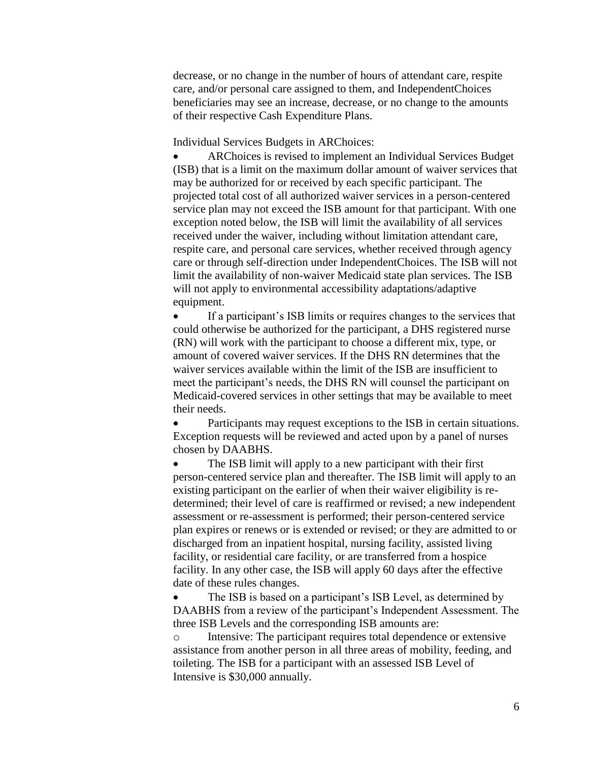decrease, or no change in the number of hours of attendant care, respite care, and/or personal care assigned to them, and IndependentChoices beneficiaries may see an increase, decrease, or no change to the amounts of their respective Cash Expenditure Plans.

Individual Services Budgets in ARChoices:

- ARChoices is revised to implement an Individual Services Budget (ISB) that is a limit on the maximum dollar amount of waiver services that may be authorized for or received by each specific participant. The projected total cost of all authorized waiver services in a person-centered service plan may not exceed the ISB amount for that participant. With one exception noted below, the ISB will limit the availability of all services received under the waiver, including without limitation attendant care, respite care, and personal care services, whether received through agency care or through self-direction under IndependentChoices. The ISB will not limit the availability of non-waiver Medicaid state plan services. The ISB will not apply to environmental accessibility adaptations/adaptive equipment.
- If a participant's ISB limits or requires changes to the services that could otherwise be authorized for the participant, a DHS registered nurse (RN) will work with the participant to choose a different mix, type, or amount of covered waiver services. If the DHS RN determines that the waiver services available within the limit of the ISB are insufficient to meet the participant's needs, the DHS RN will counsel the participant on Medicaid-covered services in other settings that may be available to meet their needs.
- Participants may request exceptions to the ISB in certain situations. Exception requests will be reviewed and acted upon by a panel of nurses chosen by DAABHS.
- The ISB limit will apply to a new participant with their first person-centered service plan and thereafter. The ISB limit will apply to an existing participant on the earlier of when their waiver eligibility is re-determined; their level of care is reaffirmed or revised; a new independent assessment or re-assessment is performed; their person-centered service plan expires or renews or is extended or revised; or they are admitted to or discharged from an inpatient hospital, nursing facility, assisted living facility, or residential care facility, or are transferred from a hospice facility. In any other case, the ISB will apply 60 days after the effective date of these rules changes.
- The ISB is based on a participant's ISB Level, as determined by DAABHS from a review of the participant's Independent Assessment. The three ISB Levels and the corresponding ISB amounts are:
    - Intensive: The participant requires total dependence or extensive assistance from another person in all three areas of mobility, feeding, and toileting. The ISB for a participant with an assessed ISB Level of Intensive is $30,000 annually.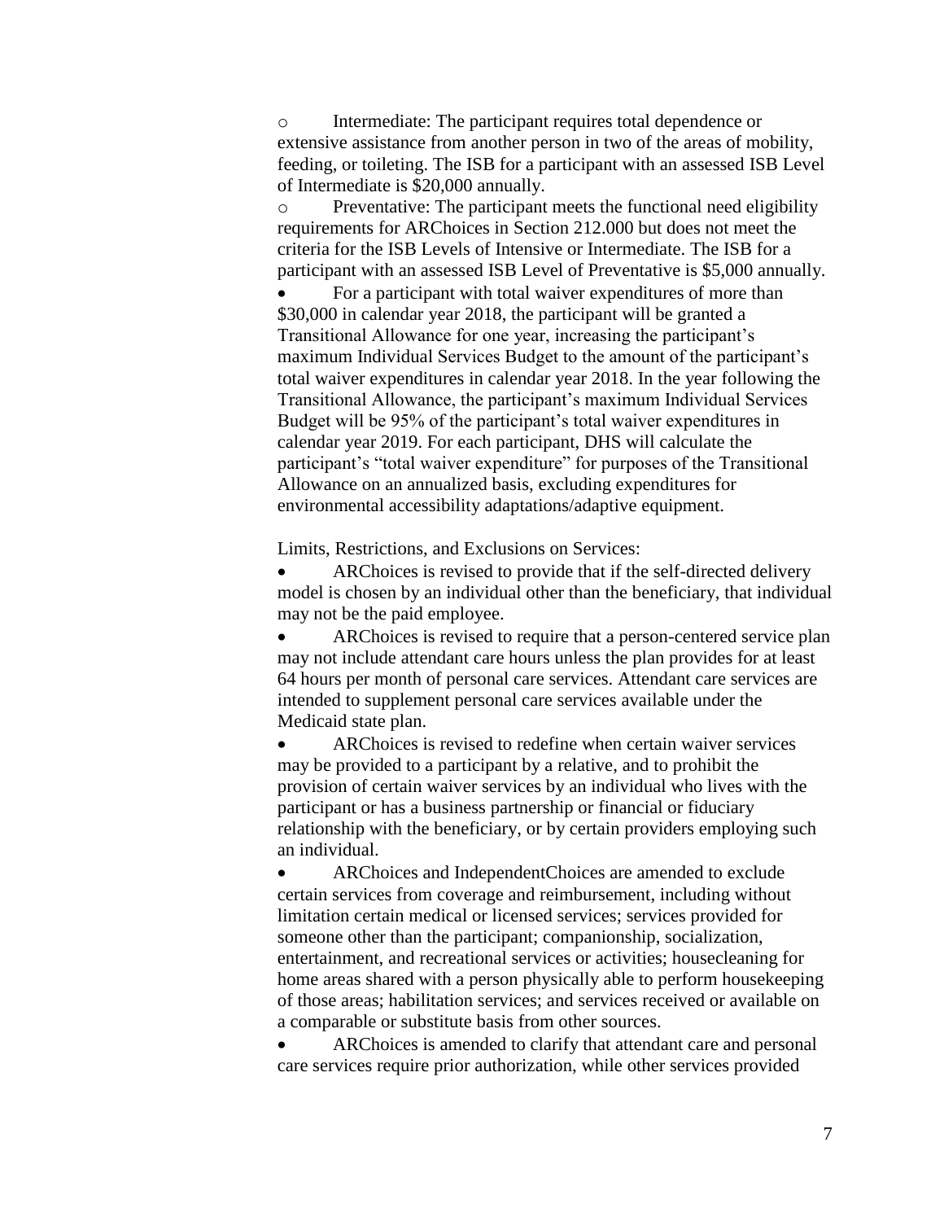- Intermediate: The participant requires total dependence or extensive assistance from another person in two of the areas of mobility, feeding, or toileting. The ISB for a participant with an assessed ISB Level of Intermediate is $20,000 annually.
- Preventative: The participant meets the functional need eligibility requirements for ARChoices in Section 212.000 but does not meet the criteria for the ISB Levels of Intensive or Intermediate. The ISB for a participant with an assessed ISB Level of Preventative is $5,000 annually.

- For a participant with total waiver expenditures of more than $30,000 in calendar year 2018, the participant will be granted a Transitional Allowance for one year, increasing the participant's maximum Individual Services Budget to the amount of the participant's total waiver expenditures in calendar year 2018. In the year following the Transitional Allowance, the participant's maximum Individual Services Budget will be 95% of the participant's total waiver expenditures in calendar year 2019. For each participant, DHS will calculate the participant's "total waiver expenditure" for purposes of the Transitional Allowance on an annualized basis, excluding expenditures for environmental accessibility adaptations/adaptive equipment.

Limits, Restrictions, and Exclusions on Services:

- ARChoices is revised to provide that if the self-directed delivery model is chosen by an individual other than the beneficiary, that individual may not be the paid employee.
- ARChoices is revised to require that a person-centered service plan may not include attendant care hours unless the plan provides for at least 64 hours per month of personal care services. Attendant care services are intended to supplement personal care services available under the Medicaid state plan.
- ARChoices is revised to redefine when certain waiver services may be provided to a participant by a relative, and to prohibit the provision of certain waiver services by an individual who lives with the participant or has a business partnership or financial or fiduciary relationship with the beneficiary, or by certain providers employing such an individual.
- ARChoices and IndependentChoices are amended to exclude certain services from coverage and reimbursement, including without limitation certain medical or licensed services; services provided for someone other than the participant; companionship, socialization, entertainment, and recreational services or activities; housecleaning for home areas shared with a person physically able to perform housekeeping of those areas; habilitation services; and services received or available on a comparable or substitute basis from other sources.
- ARChoices is amended to clarify that attendant care and personal care services require prior authorization, while other services provided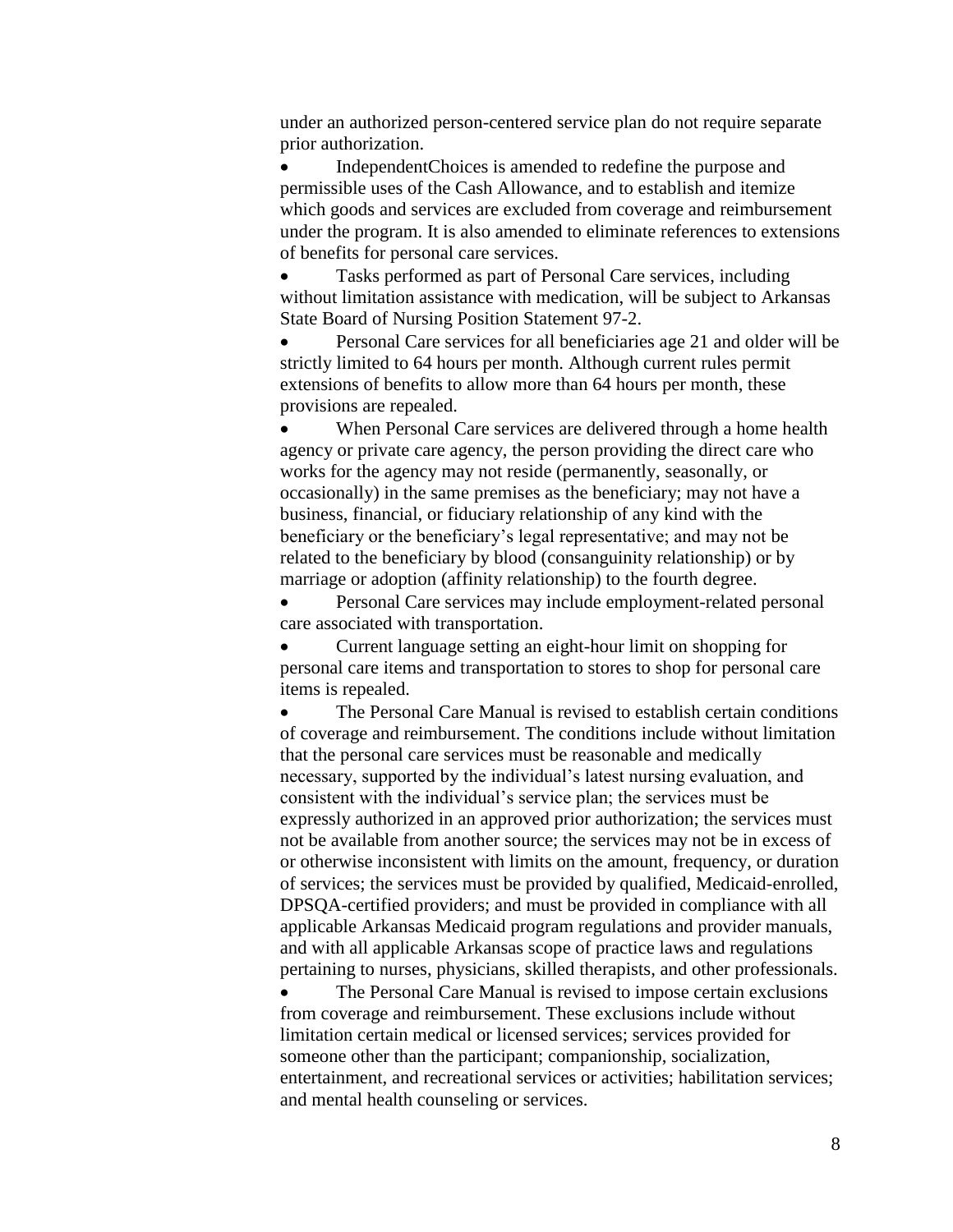under an authorized person-centered service plan do not require separate prior authorization.

- IndependentChoices is amended to redefine the purpose and permissible uses of the Cash Allowance, and to establish and itemize which goods and services are excluded from coverage and reimbursement under the program. It is also amended to eliminate references to extensions of benefits for personal care services.
- Tasks performed as part of Personal Care services, including without limitation assistance with medication, will be subject to Arkansas State Board of Nursing Position Statement 97-2.
- Personal Care services for all beneficiaries age 21 and older will be strictly limited to 64 hours per month. Although current rules permit extensions of benefits to allow more than 64 hours per month, these provisions are repealed.
- When Personal Care services are delivered through a home health agency or private care agency, the person providing the direct care who works for the agency may not reside (permanently, seasonally, or occasionally) in the same premises as the beneficiary; may not have a business, financial, or fiduciary relationship of any kind with the beneficiary or the beneficiary's legal representative; and may not be related to the beneficiary by blood (consanguinity relationship) or by marriage or adoption (affinity relationship) to the fourth degree.
- Personal Care services may include employment-related personal care associated with transportation.
- Current language setting an eight-hour limit on shopping for personal care items and transportation to stores to shop for personal care items is repealed.
- The Personal Care Manual is revised to establish certain conditions of coverage and reimbursement. The conditions include without limitation that the personal care services must be reasonable and medically necessary, supported by the individual's latest nursing evaluation, and consistent with the individual's service plan; the services must be expressly authorized in an approved prior authorization; the services must not be available from another source; the services may not be in excess of or otherwise inconsistent with limits on the amount, frequency, or duration of services; the services must be provided by qualified, Medicaid-enrolled, DPSQA-certified providers; and must be provided in compliance with all applicable Arkansas Medicaid program regulations and provider manuals, and with all applicable Arkansas scope of practice laws and regulations pertaining to nurses, physicians, skilled therapists, and other professionals.
- The Personal Care Manual is revised to impose certain exclusions from coverage and reimbursement. These exclusions include without limitation certain medical or licensed services; services provided for someone other than the participant; companionship, socialization, entertainment, and recreational services or activities; habilitation services; and mental health counseling or services.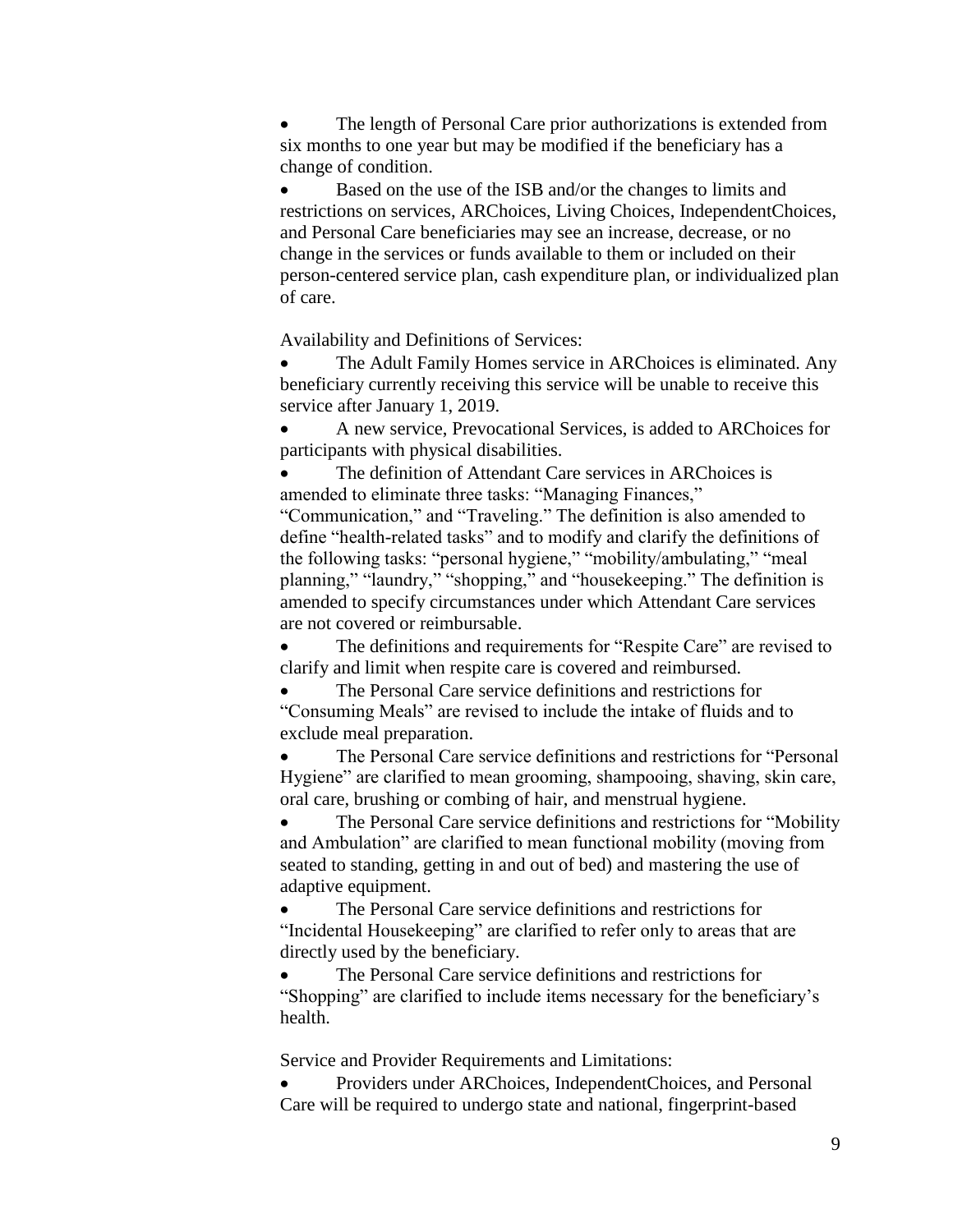- The length of Personal Care prior authorizations is extended from six months to one year but may be modified if the beneficiary has a change of condition.
- Based on the use of the ISB and/or the changes to limits and restrictions on services, ARChoices, Living Choices, IndependentChoices, and Personal Care beneficiaries may see an increase, decrease, or no change in the services or funds available to them or included on their person-centered service plan, cash expenditure plan, or individualized plan of care.

Availability and Definitions of Services:

- The Adult Family Homes service in ARChoices is eliminated. Any beneficiary currently receiving this service will be unable to receive this service after January 1, 2019.
- A new service, Prevocational Services, is added to ARChoices for participants with physical disabilities.
- The definition of Attendant Care services in ARChoices is amended to eliminate three tasks: "Managing Finances," "Communication," and "Traveling." The definition is also amended to define "health-related tasks" and to modify and clarify the definitions of the following tasks: "personal hygiene," "mobility/ambulating," "meal planning," "laundry," "shopping," and "housekeeping." The definition is amended to specify circumstances under which Attendant Care services are not covered or reimbursable.
- The definitions and requirements for "Respite Care" are revised to clarify and limit when respite care is covered and reimbursed.
- The Personal Care service definitions and restrictions for "Consuming Meals" are revised to include the intake of fluids and to exclude meal preparation.
- The Personal Care service definitions and restrictions for "Personal Hygiene" are clarified to mean grooming, shampooing, shaving, skin care, oral care, brushing or combing of hair, and menstrual hygiene.
- The Personal Care service definitions and restrictions for "Mobility and Ambulation" are clarified to mean functional mobility (moving from seated to standing, getting in and out of bed) and mastering the use of adaptive equipment.
- The Personal Care service definitions and restrictions for "Incidental Housekeeping" are clarified to refer only to areas that are directly used by the beneficiary.
- The Personal Care service definitions and restrictions for "Shopping" are clarified to include items necessary for the beneficiary's health.

Service and Provider Requirements and Limitations:

- Providers under ARChoices, IndependentChoices, and Personal Care will be required to undergo state and national, fingerprint-based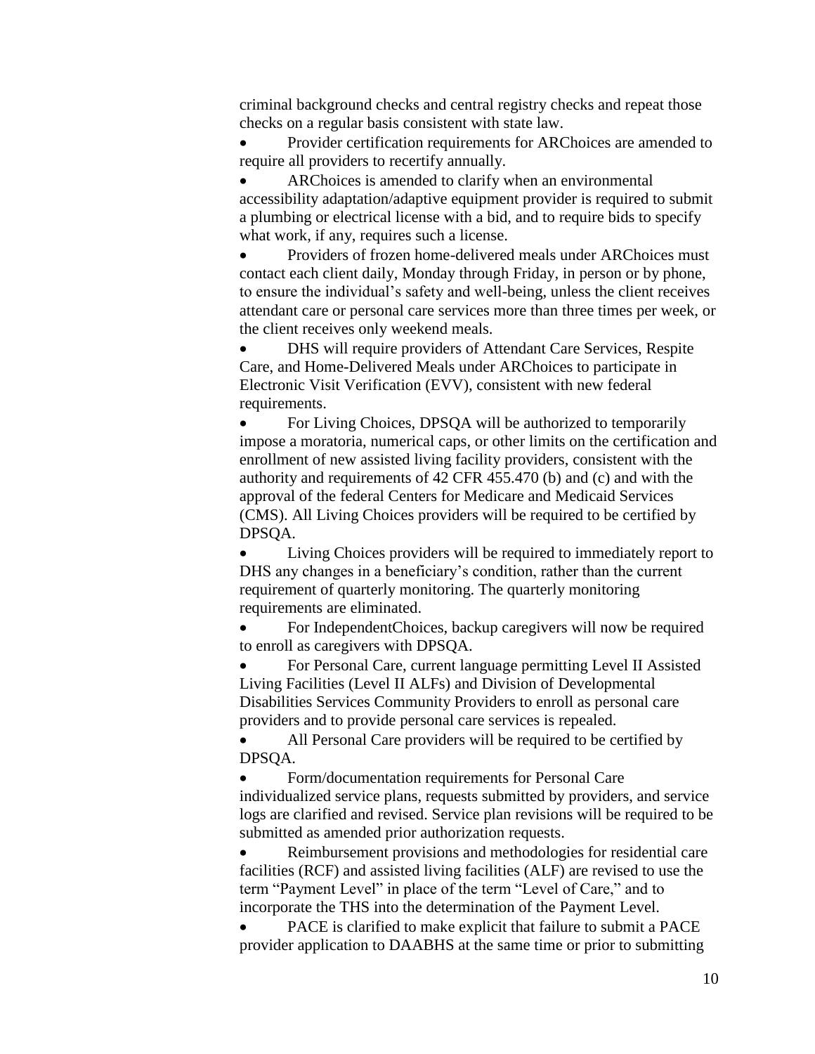criminal background checks and central registry checks and repeat those checks on a regular basis consistent with state law.

- Provider certification requirements for ARChoices are amended to require all providers to recertify annually.
- ARChoices is amended to clarify when an environmental accessibility adaptation/adaptive equipment provider is required to submit a plumbing or electrical license with a bid, and to require bids to specify what work, if any, requires such a license.
- Providers of frozen home-delivered meals under ARChoices must contact each client daily, Monday through Friday, in person or by phone, to ensure the individual's safety and well-being, unless the client receives attendant care or personal care services more than three times per week, or the client receives only weekend meals.
- DHS will require providers of Attendant Care Services, Respite Care, and Home-Delivered Meals under ARChoices to participate in Electronic Visit Verification (EVV), consistent with new federal requirements.
- For Living Choices, DPSQA will be authorized to temporarily impose a moratoria, numerical caps, or other limits on the certification and enrollment of new assisted living facility providers, consistent with the authority and requirements of 42 CFR 455.470 (b) and (c) and with the approval of the federal Centers for Medicare and Medicaid Services (CMS). All Living Choices providers will be required to be certified by DPSQA.
- Living Choices providers will be required to immediately report to DHS any changes in a beneficiary's condition, rather than the current requirement of quarterly monitoring. The quarterly monitoring requirements are eliminated.
- For IndependentChoices, backup caregivers will now be required to enroll as caregivers with DPSQA.
- For Personal Care, current language permitting Level II Assisted Living Facilities (Level II ALFs) and Division of Developmental Disabilities Services Community Providers to enroll as personal care providers and to provide personal care services is repealed.
- All Personal Care providers will be required to be certified by DPSQA.
- Form/documentation requirements for Personal Care individualized service plans, requests submitted by providers, and service logs are clarified and revised. Service plan revisions will be required to be submitted as amended prior authorization requests.
- Reimbursement provisions and methodologies for residential care facilities (RCF) and assisted living facilities (ALF) are revised to use the term "Payment Level" in place of the term "Level of Care," and to incorporate the THS into the determination of the Payment Level.
- PACE is clarified to make explicit that failure to submit a PACE provider application to DAABHS at the same time or prior to submitting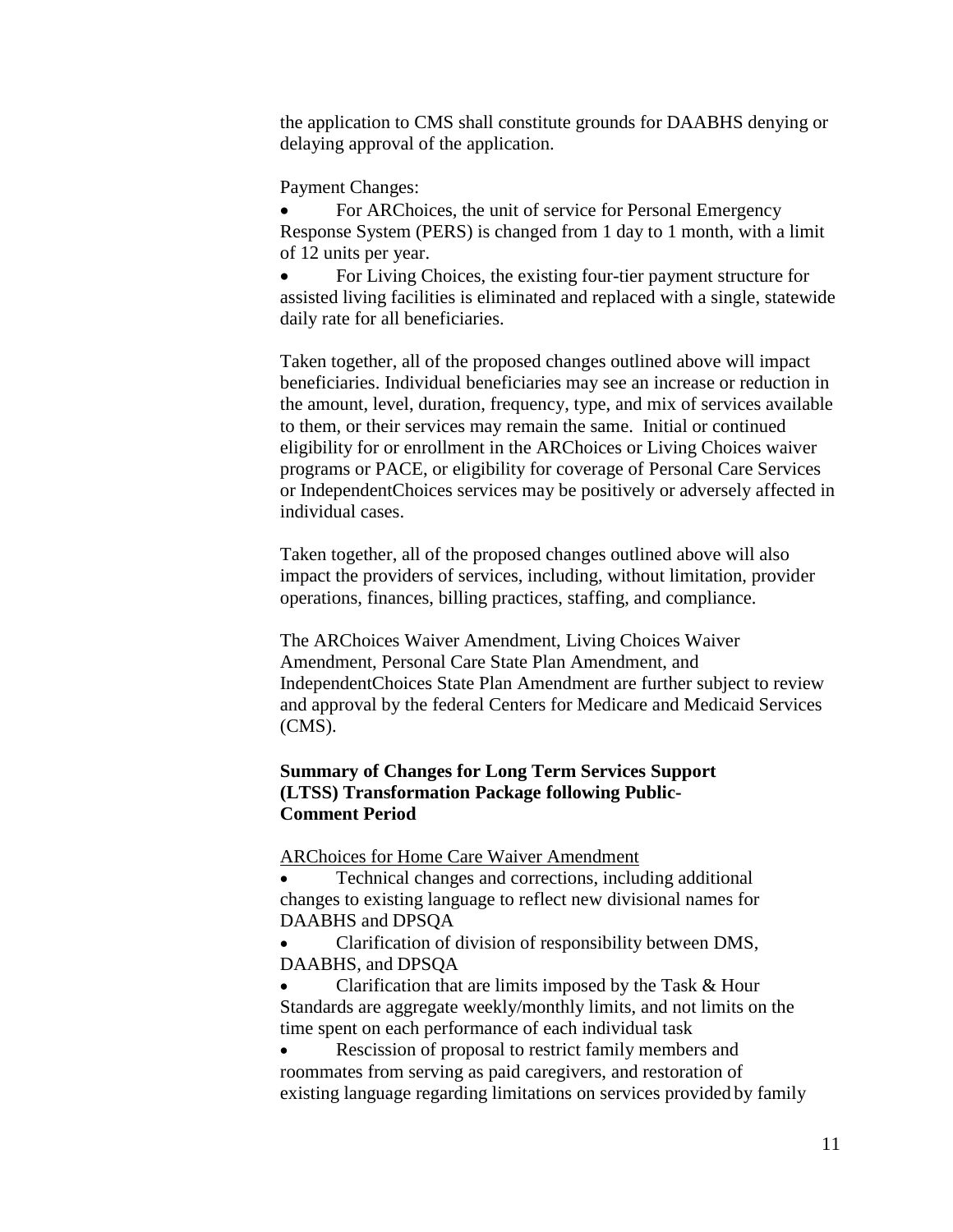the application to CMS shall constitute grounds for DAABHS denying or delaying approval of the application.

Payment Changes:

- For ARChoices, the unit of service for Personal Emergency Response System (PERS) is changed from 1 day to 1 month, with a limit of 12 units per year.
- For Living Choices, the existing four-tier payment structure for assisted living facilities is eliminated and replaced with a single, statewide daily rate for all beneficiaries.

Taken together, all of the proposed changes outlined above will impact beneficiaries. Individual beneficiaries may see an increase or reduction in the amount, level, duration, frequency, type, and mix of services available to them, or their services may remain the same. Initial or continued eligibility for or enrollment in the ARChoices or Living Choices waiver programs or PACE, or eligibility for coverage of Personal Care Services or IndependentChoices services may be positively or adversely affected in individual cases.

Taken together, all of the proposed changes outlined above will also impact the providers of services, including, without limitation, provider operations, finances, billing practices, staffing, and compliance.

The ARChoices Waiver Amendment, Living Choices Waiver Amendment, Personal Care State Plan Amendment, and IndependentChoices State Plan Amendment are further subject to review and approval by the federal Centers for Medicare and Medicaid Services (CMS).

**Summary of Changes for Long Term Services Support (LTSS) Transformation Package following Public-Comment Period**

ARChoices for Home Care Waiver Amendment

- Technical changes and corrections, including additional changes to existing language to reflect new divisional names for DAABHS and DPSQA
- Clarification of division of responsibility between DMS, DAABHS, and DPSQA
- Clarification that are limits imposed by the Task & Hour Standards are aggregate weekly/monthly limits, and not limits on the time spent on each performance of each individual task
- Rescission of proposal to restrict family members and roommates from serving as paid caregivers, and restoration of existing language regarding limitations on services provided by family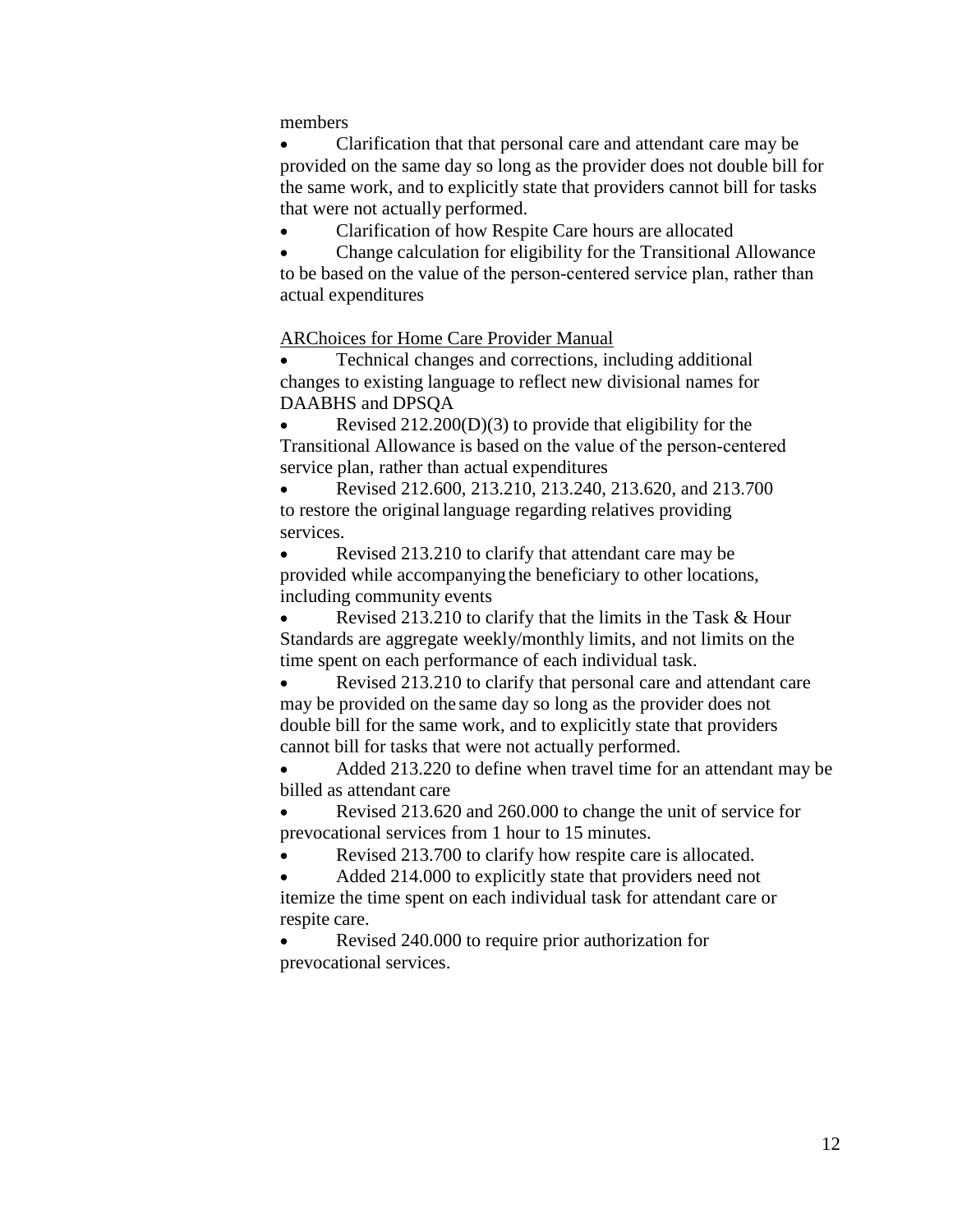members

- Clarification that that personal care and attendant care may be provided on the same day so long as the provider does not double bill for the same work, and to explicitly state that providers cannot bill for tasks that were not actually performed.
- Clarification of how Respite Care hours are allocated
- Change calculation for eligibility for the Transitional Allowance to be based on the value of the person-centered service plan, rather than actual expenditures

<u>ARChoices for Home Care Provider Manual</u>

- Technical changes and corrections, including additional changes to existing language to reflect new divisional names for DAABHS and DPSQA
- Revised 212.200(D)(3) to provide that eligibility for the Transitional Allowance is based on the value of the person-centered service plan, rather than actual expenditures
- Revised 212.600, 213.210, 213.240, 213.620, and 213.700 to restore the original language regarding relatives providing services.
- Revised 213.210 to clarify that attendant care may be provided while accompanying the beneficiary to other locations, including community events
- Revised 213.210 to clarify that the limits in the Task & Hour Standards are aggregate weekly/monthly limits, and not limits on the time spent on each performance of each individual task.
- Revised 213.210 to clarify that personal care and attendant care may be provided on the same day so long as the provider does not double bill for the same work, and to explicitly state that providers cannot bill for tasks that were not actually performed.
- Added 213.220 to define when travel time for an attendant may be billed as attendant care
- Revised 213.620 and 260.000 to change the unit of service for prevocational services from 1 hour to 15 minutes.
- Revised 213.700 to clarify how respite care is allocated.
- Added 214.000 to explicitly state that providers need not itemize the time spent on each individual task for attendant care or respite care.
- Revised 240.000 to require prior authorization for prevocational services.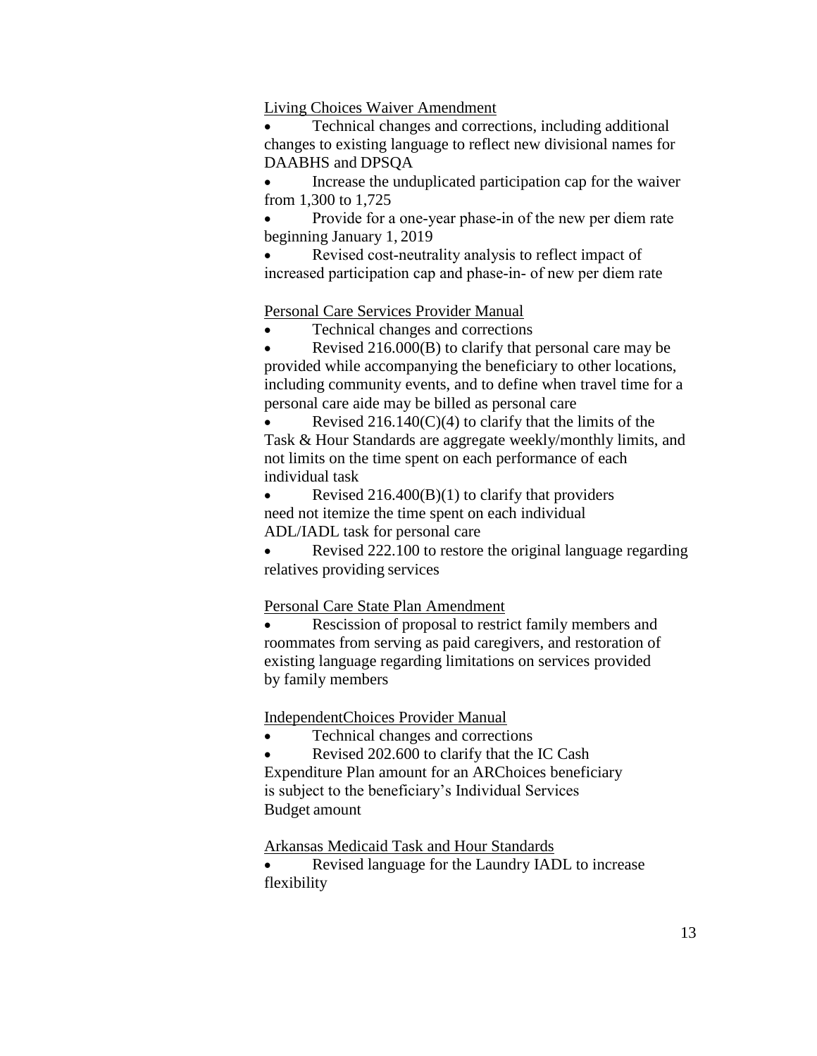Living Choices Waiver Amendment

- Technical changes and corrections, including additional changes to existing language to reflect new divisional names for DAABHS and DPSQA
- Increase the unduplicated participation cap for the waiver from 1,300 to 1,725
- Provide for a one-year phase-in of the new per diem rate beginning January 1, 2019
- Revised cost-neutrality analysis to reflect impact of increased participation cap and phase-in- of new per diem rate

Personal Care Services Provider Manual

- Technical changes and corrections
- Revised 216.000(B) to clarify that personal care may be provided while accompanying the beneficiary to other locations, including community events, and to define when travel time for a personal care aide may be billed as personal care
- Revised 216.140(C)(4) to clarify that the limits of the Task & Hour Standards are aggregate weekly/monthly limits, and not limits on the time spent on each performance of each individual task
- Revised 216.400(B)(1) to clarify that providers need not itemize the time spent on each individual ADL/IADL task for personal care
- Revised 222.100 to restore the original language regarding relatives providing services

Personal Care State Plan Amendment

- Rescission of proposal to restrict family members and roommates from serving as paid caregivers, and restoration of existing language regarding limitations on services provided by family members

IndependentChoices Provider Manual

- Technical changes and corrections
- Revised 202.600 to clarify that the IC Cash Expenditure Plan amount for an ARChoices beneficiary is subject to the beneficiary's Individual Services Budget amount

Arkansas Medicaid Task and Hour Standards

- Revised language for the Laundry IADL to increase flexibility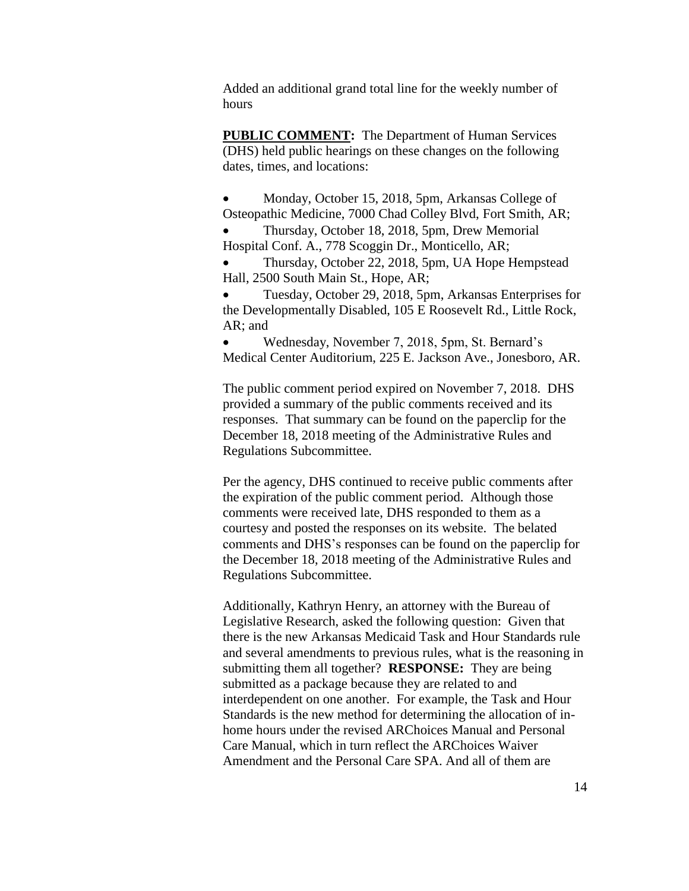Added an additional grand total line for the weekly number of hours

**PUBLIC COMMENT:** The Department of Human Services (DHS) held public hearings on these changes on the following dates, times, and locations:

- Monday, October 15, 2018, 5pm, Arkansas College of Osteopathic Medicine, 7000 Chad Colley Blvd, Fort Smith, AR;
- Thursday, October 18, 2018, 5pm, Drew Memorial Hospital Conf. A., 778 Scoggin Dr., Monticello, AR;
- Thursday, October 22, 2018, 5pm, UA Hope Hempstead Hall, 2500 South Main St., Hope, AR;
- Tuesday, October 29, 2018, 5pm, Arkansas Enterprises for the Developmentally Disabled, 105 E Roosevelt Rd., Little Rock, AR; and
- Wednesday, November 7, 2018, 5pm, St. Bernard's Medical Center Auditorium, 225 E. Jackson Ave., Jonesboro, AR.

The public comment period expired on November 7, 2018. DHS provided a summary of the public comments received and its responses. That summary can be found on the paperclip for the December 18, 2018 meeting of the Administrative Rules and Regulations Subcommittee.

Per the agency, DHS continued to receive public comments after the expiration of the public comment period. Although those comments were received late, DHS responded to them as a courtesy and posted the responses on its website. The belated comments and DHS's responses can be found on the paperclip for the December 18, 2018 meeting of the Administrative Rules and Regulations Subcommittee.

Additionally, Kathryn Henry, an attorney with the Bureau of Legislative Research, asked the following question: Given that there is the new Arkansas Medicaid Task and Hour Standards rule and several amendments to previous rules, what is the reasoning in submitting them all together? **RESPONSE:** They are being submitted as a package because they are related to and interdependent on one another. For example, the Task and Hour Standards is the new method for determining the allocation of in-home hours under the revised ARChoices Manual and Personal Care Manual, which in turn reflect the ARChoices Waiver Amendment and the Personal Care SPA. And all of them are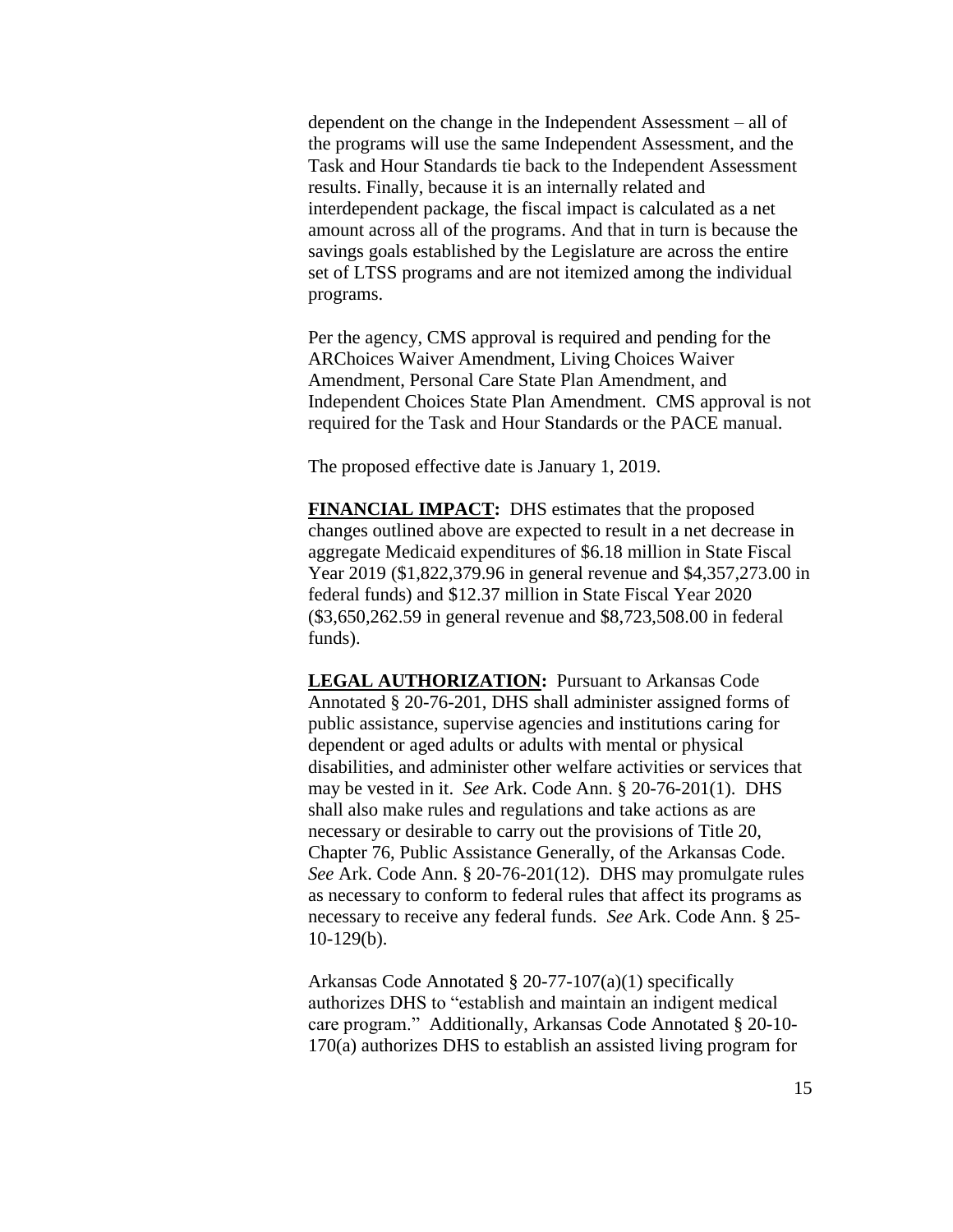dependent on the change in the Independent Assessment – all of the programs will use the same Independent Assessment, and the Task and Hour Standards tie back to the Independent Assessment results. Finally, because it is an internally related and interdependent package, the fiscal impact is calculated as a net amount across all of the programs. And that in turn is because the savings goals established by the Legislature are across the entire set of LTSS programs and are not itemized among the individual programs.

Per the agency, CMS approval is required and pending for the ARChoices Waiver Amendment, Living Choices Waiver Amendment, Personal Care State Plan Amendment, and Independent Choices State Plan Amendment. CMS approval is not required for the Task and Hour Standards or the PACE manual.

The proposed effective date is January 1, 2019.

**FINANCIAL IMPACT:** DHS estimates that the proposed changes outlined above are expected to result in a net decrease in aggregate Medicaid expenditures of $6.18 million in State Fiscal Year 2019 ($1,822,379.96 in general revenue and $4,357,273.00 in federal funds) and $12.37 million in State Fiscal Year 2020 ($3,650,262.59 in general revenue and $8,723,508.00 in federal funds).

**LEGAL AUTHORIZATION:** Pursuant to Arkansas Code Annotated § 20-76-201, DHS shall administer assigned forms of public assistance, supervise agencies and institutions caring for dependent or aged adults or adults with mental or physical disabilities, and administer other welfare activities or services that may be vested in it. *See* Ark. Code Ann. § 20-76-201(1). DHS shall also make rules and regulations and take actions as are necessary or desirable to carry out the provisions of Title 20, Chapter 76, Public Assistance Generally, of the Arkansas Code. *See* Ark. Code Ann. § 20-76-201(12). DHS may promulgate rules as necessary to conform to federal rules that affect its programs as necessary to receive any federal funds. *See* Ark. Code Ann. § 25-10-129(b).

Arkansas Code Annotated § 20-77-107(a)(1) specifically authorizes DHS to "establish and maintain an indigent medical care program." Additionally, Arkansas Code Annotated § 20-10-170(a) authorizes DHS to establish an assisted living program for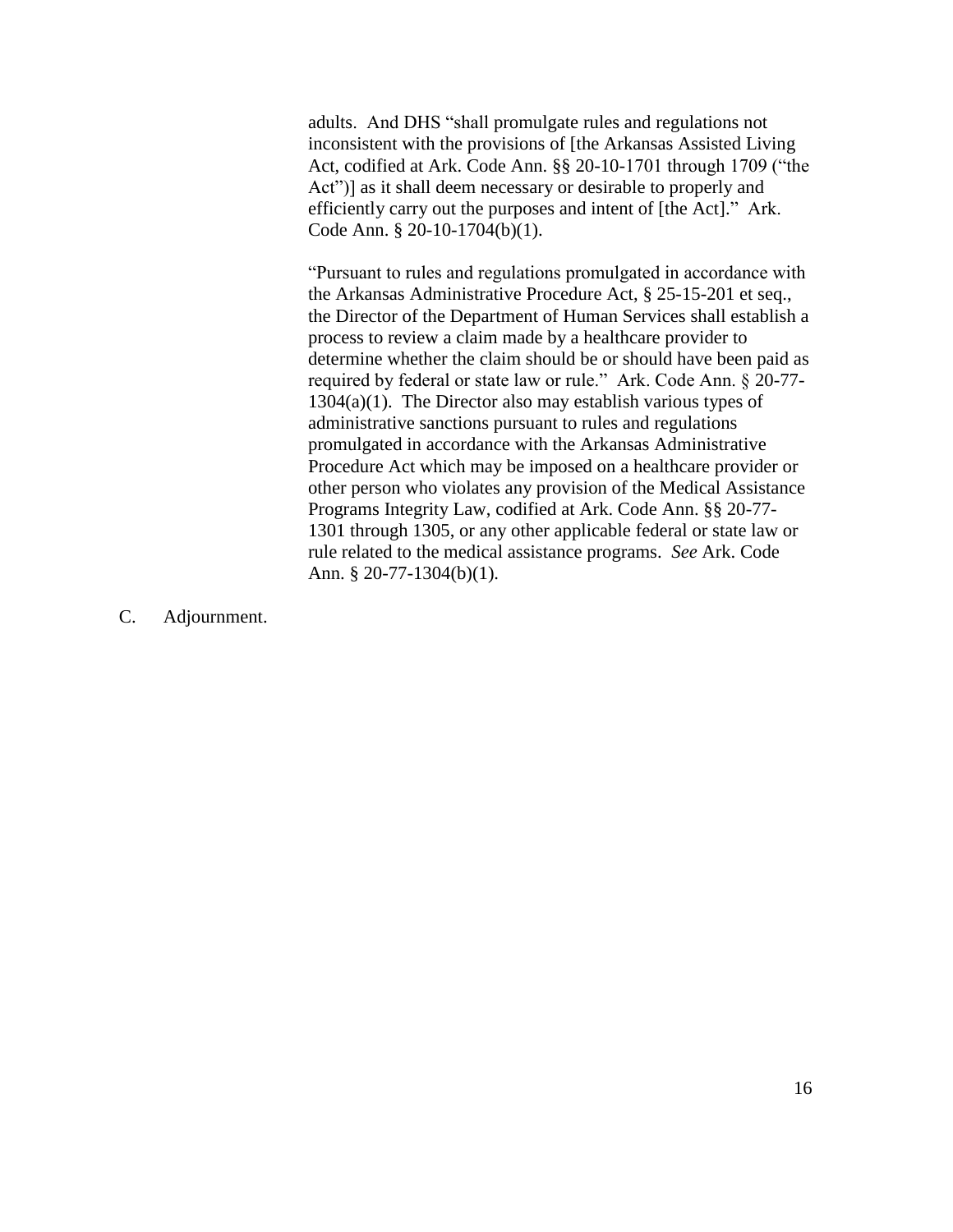adults. And DHS "shall promulgate rules and regulations not inconsistent with the provisions of [the Arkansas Assisted Living Act, codified at Ark. Code Ann. §§ 20-10-1701 through 1709 ("the Act")] as it shall deem necessary or desirable to properly and efficiently carry out the purposes and intent of [the Act]." Ark. Code Ann. § 20-10-1704(b)(1).

"Pursuant to rules and regulations promulgated in accordance with the Arkansas Administrative Procedure Act, § 25-15-201 et seq., the Director of the Department of Human Services shall establish a process to review a claim made by a healthcare provider to determine whether the claim should be or should have been paid as required by federal or state law or rule." Ark. Code Ann. § 20-77-1304(a)(1). The Director also may establish various types of administrative sanctions pursuant to rules and regulations promulgated in accordance with the Arkansas Administrative Procedure Act which may be imposed on a healthcare provider or other person who violates any provision of the Medical Assistance Programs Integrity Law, codified at Ark. Code Ann. §§ 20-77-1301 through 1305, or any other applicable federal or state law or rule related to the medical assistance programs. *See* Ark. Code Ann. § 20-77-1304(b)(1).

C. Adjournment.